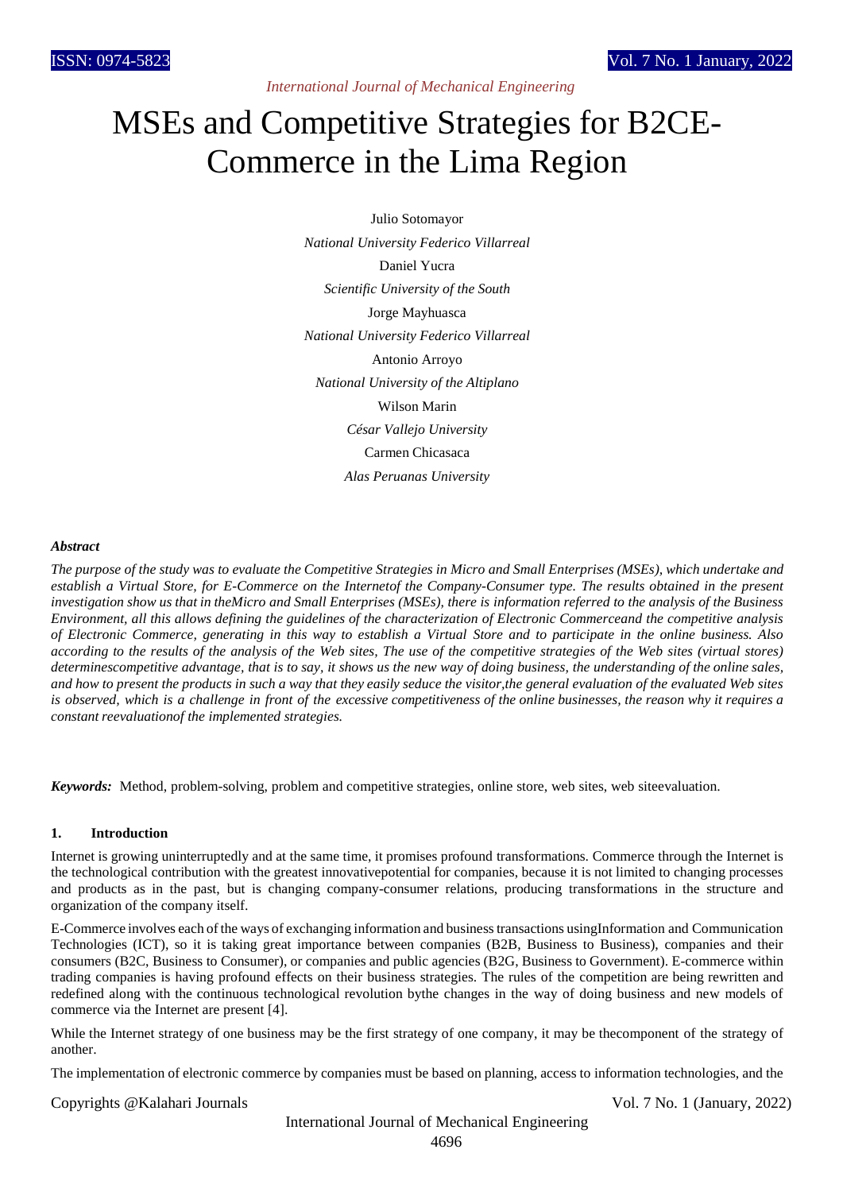# MSEs and Competitive Strategies for B2CE-Commerce in the Lima Region

Julio Sotomayor

*National University Federico Villarreal*

Daniel Yucra

*Scientific University of the South*

Jorge Mayhuasca

*National University Federico Villarreal*

Antonio Arroyo

*National University of the Altiplano*

Wilson Marin

*César Vallejo University*

Carmen Chicasaca

*Alas Peruanas University*

***Abstract***

*The purpose of the study was to evaluate the Competitive Strategies in Micro and Small Enterprises (MSEs), which undertake and establish a Virtual Store, for E-Commerce on the Internetof the Company-Consumer type. The results obtained in the present investigation show us that in theMicro and Small Enterprises (MSEs), there is information referred to the analysis of the Business Environment, all this allows defining the guidelines of the characterization of Electronic Commerceand the competitive analysis of Electronic Commerce, generating in this way to establish a Virtual Store and to participate in the online business. Also according to the results of the analysis of the Web sites, The use of the competitive strategies of the Web sites (virtual stores) determinescompetitive advantage, that is to say, it shows us the new way of doing business, the understanding of the online sales, and how to present the products in such a way that they easily seduce the visitor,the general evaluation of the evaluated Web sites is observed, which is a challenge in front of the excessive competitiveness of the online businesses, the reason why it requires a constant reevaluationof the implemented strategies.*

***Keywords:*** Method, problem-solving, problem and competitive strategies, online store, web sites, web siteevaluation.

## 1. Introduction

Internet is growing uninterruptedly and at the same time, it promises profound transformations. Commerce through the Internet is the technological contribution with the greatest innovativepotential for companies, because it is not limited to changing processes and products as in the past, but is changing company-consumer relations, producing transformations in the structure and organization of the company itself.

E-Commerce involves each of the ways of exchanging information and business transactions usingInformation and Communication Technologies (ICT), so it is taking great importance between companies (B2B, Business to Business), companies and their consumers (B2C, Business to Consumer), or companies and public agencies (B2G, Business to Government). E-commerce within trading companies is having profound effects on their business strategies. The rules of the competition are being rewritten and redefined along with the continuous technological revolution bythe changes in the way of doing business and new models of commerce via the Internet are present [4].

While the Internet strategy of one business may be the first strategy of one company, it may be thecomponent of the strategy of another.

The implementation of electronic commerce by companies must be based on planning, access to information technologies, and the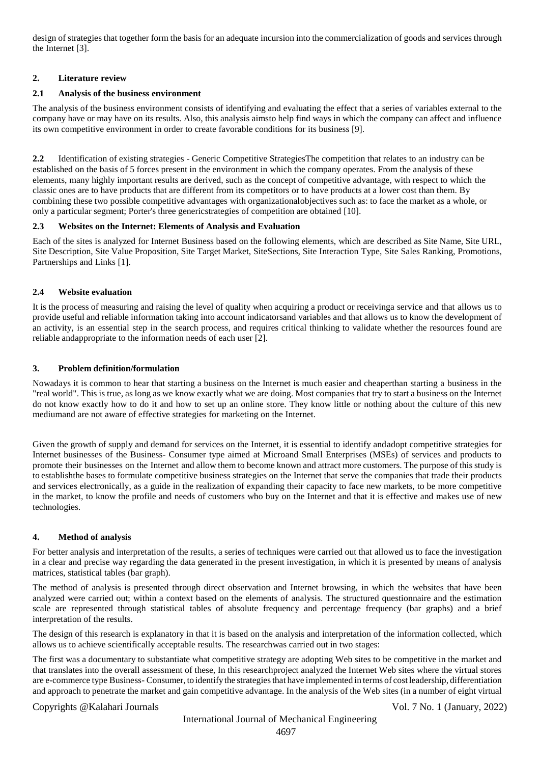design of strategies that together form the basis for an adequate incursion into the commercialization of goods and services through the Internet [3].

## 2. Literature review

### 2.1 Analysis of the business environment

The analysis of the business environment consists of identifying and evaluating the effect that a series of variables external to the company have or may have on its results. Also, this analysis aimsto help find ways in which the company can affect and influence its own competitive environment in order to create favorable conditions for its business [9].

**2.2** Identification of existing strategies - Generic Competitive StrategiesThe competition that relates to an industry can be established on the basis of 5 forces present in the environment in which the company operates. From the analysis of these elements, many highly important results are derived, such as the concept of competitive advantage, with respect to which the classic ones are to have products that are different from its competitors or to have products at a lower cost than them. By combining these two possible competitive advantages with organizationalobjectives such as: to face the market as a whole, or only a particular segment; Porter's three genericstrategies of competition are obtained [10].

### 2.3 Websites on the Internet: Elements of Analysis and Evaluation

Each of the sites is analyzed for Internet Business based on the following elements, which are described as Site Name, Site URL, Site Description, Site Value Proposition, Site Target Market, SiteSections, Site Interaction Type, Site Sales Ranking, Promotions, Partnerships and Links [1].

### 2.4 Website evaluation

It is the process of measuring and raising the level of quality when acquiring a product or receivinga service and that allows us to provide useful and reliable information taking into account indicatorsand variables and that allows us to know the development of an activity, is an essential step in the search process, and requires critical thinking to validate whether the resources found are reliable andappropriate to the information needs of each user [2].

## 3. Problem definition/formulation

Nowadays it is common to hear that starting a business on the Internet is much easier and cheaperthan starting a business in the "real world". This is true, as long as we know exactly what we are doing. Most companies that try to start a business on the Internet do not know exactly how to do it and how to set up an online store. They know little or nothing about the culture of this new mediumand are not aware of effective strategies for marketing on the Internet.

Given the growth of supply and demand for services on the Internet, it is essential to identify andadopt competitive strategies for Internet businesses of the Business- Consumer type aimed at Microand Small Enterprises (MSEs) of services and products to promote their businesses on the Internet and allow them to become known and attract more customers. The purpose of this study is to establishthe bases to formulate competitive business strategies on the Internet that serve the companies that trade their products and services electronically, as a guide in the realization of expanding their capacity to face new markets, to be more competitive in the market, to know the profile and needs of customers who buy on the Internet and that it is effective and makes use of new technologies.

## 4. Method of analysis

For better analysis and interpretation of the results, a series of techniques were carried out that allowed us to face the investigation in a clear and precise way regarding the data generated in the present investigation, in which it is presented by means of analysis matrices, statistical tables (bar graph).

The method of analysis is presented through direct observation and Internet browsing, in which the websites that have been analyzed were carried out; within a context based on the elements of analysis. The structured questionnaire and the estimation scale are represented through statistical tables of absolute frequency and percentage frequency (bar graphs) and a brief interpretation of the results.

The design of this research is explanatory in that it is based on the analysis and interpretation of the information collected, which allows us to achieve scientifically acceptable results. The researchwas carried out in two stages:

The first was a documentary to substantiate what competitive strategy are adopting Web sites to be competitive in the market and that translates into the overall assessment of these, In this researchproject analyzed the Internet Web sites where the virtual stores are e-commerce type Business- Consumer, to identify the strategies that have implemented in terms of cost leadership, differentiation and approach to penetrate the market and gain competitive advantage. In the analysis of the Web sites (in a number of eight virtual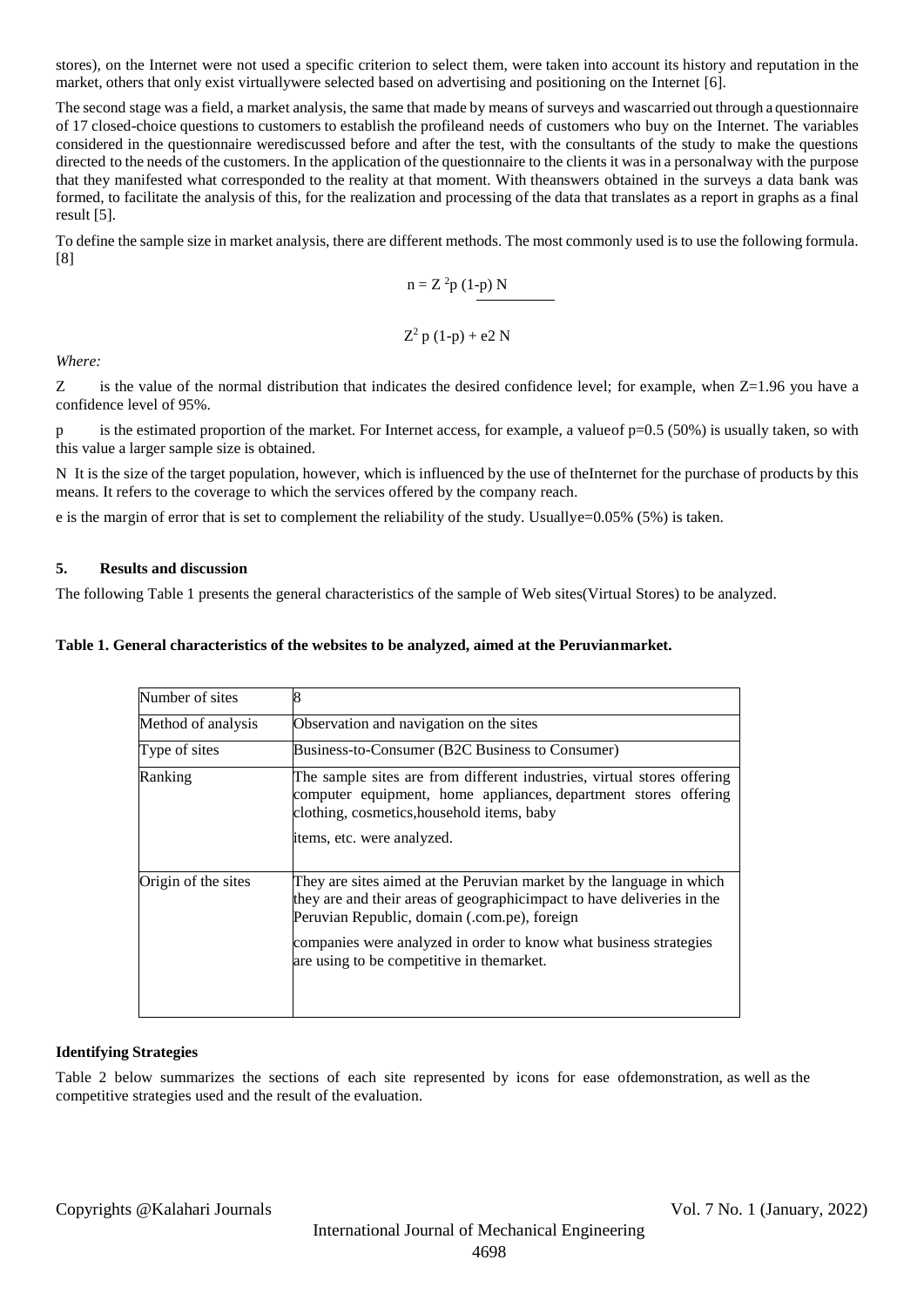stores), on the Internet were not used a specific criterion to select them, were taken into account its history and reputation in the market, others that only exist virtuallywere selected based on advertising and positioning on the Internet [6].

The second stage was a field, a market analysis, the same that made by means of surveys and wascarried out through a questionnaire of 17 closed-choice questions to customers to establish the profileand needs of customers who buy on the Internet. The variables considered in the questionnaire werediscussed before and after the test, with the consultants of the study to make the questions directed to the needs of the customers. In the application of the questionnaire to the clients it was in a personalway with the purpose that they manifested what corresponded to the reality at that moment. With theanswers obtained in the surveys a data bank was formed, to facilitate the analysis of this, for the realization and processing of the data that translates as a report in graphs as a final result [5].

To define the sample size in market analysis, there are different methods. The most commonly used is to use the following formula. [8]

$$n = \frac{Z^2 p (1-p) N}{Z^2 p (1-p) + e2 N}$$

*Where:*

Z is the value of the normal distribution that indicates the desired confidence level; for example, when $Z=1.96$ you have a confidence level of 95%.

p is the estimated proportion of the market. For Internet access, for example, a valueof $p=0.5$ (50%) is usually taken, so with this value a larger sample size is obtained.

N It is the size of the target population, however, which is influenced by the use of theInternet for the purchase of products by this means. It refers to the coverage to which the services offered by the company reach.

e is the margin of error that is set to complement the reliability of the study. Usuallye=0.05% (5%) is taken.

## 5. Results and discussion

The following Table 1 presents the general characteristics of the sample of Web sites(Virtual Stores) to be analyzed.

**Table 1. General characteristics of the websites to be analyzed, aimed at the Peruvianmarket.**

| Number of sites | 8 |
|---|---|
| Method of analysis | Observation and navigation on the sites |
| Type of sites | Business-to-Consumer (B2C Business to Consumer) |
| Ranking | The sample sites are from different industries, virtual stores offering computer equipment, home appliances, department stores offering clothing, cosmetics,household items, baby items, etc. were analyzed. |
| Origin of the sites | They are sites aimed at the Peruvian market by the language in which they are and their areas of geographicimpact to have deliveries in the Peruvian Republic, domain (.com.pe), foreign companies were analyzed in order to know what business strategies are using to be competitive in themarket. |

### Identifying Strategies

Table 2 below summarizes the sections of each site represented by icons for ease ofdemonstration, as well as the competitive strategies used and the result of the evaluation.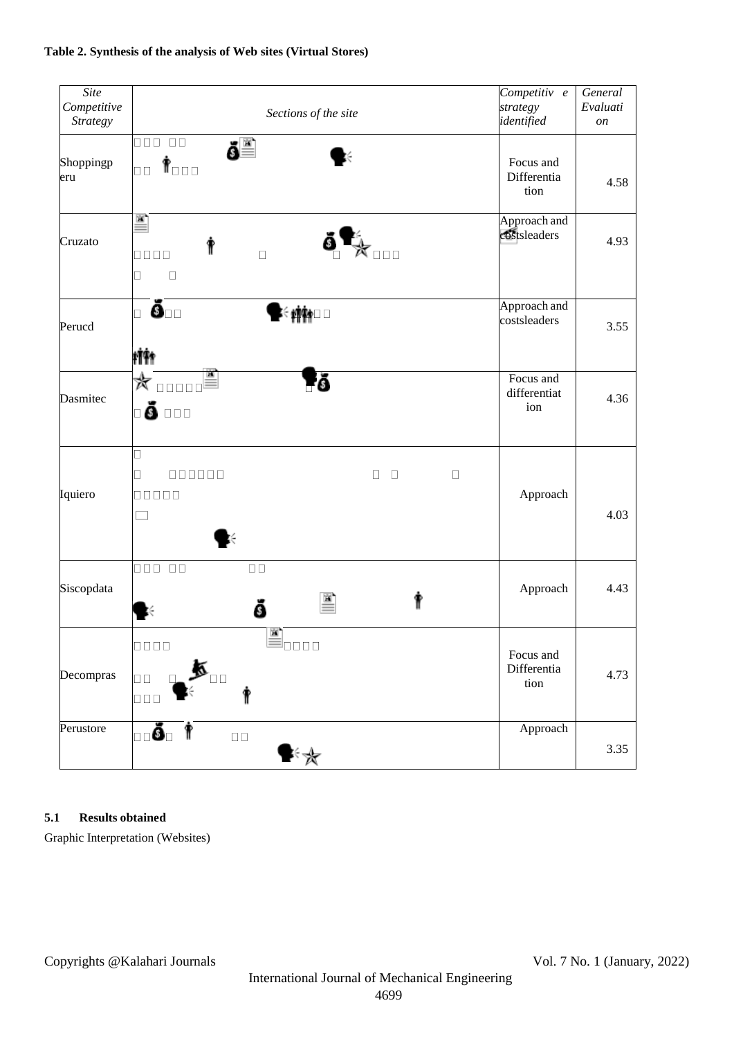**Table 2. Synthesis of the analysis of Web sites (Virtual Stores)**

| *Site Competitive Strategy* | *Sections of the site* | *Competitive strategy identified* | *General Evaluation* |
|---|---|---|---|
| Shoppingperu | | Focus and Differentiation | 4.58 |
| Cruzato | | Approach and costsleaders | 4.93 |
| Perucd | | Approach and costsleaders | 3.55 |
| Dasmitec | | Focus and differentiation | 4.36 |
| Iquiero | | Approach | 4.03 |
| Siscopdata | | Approach | 4.43 |
| Decompras | | Focus and Differentiation | 4.73 |
| Perustore | | Approach | 3.35 |

### 5.1 Results obtained

Graphic Interpretation (Websites)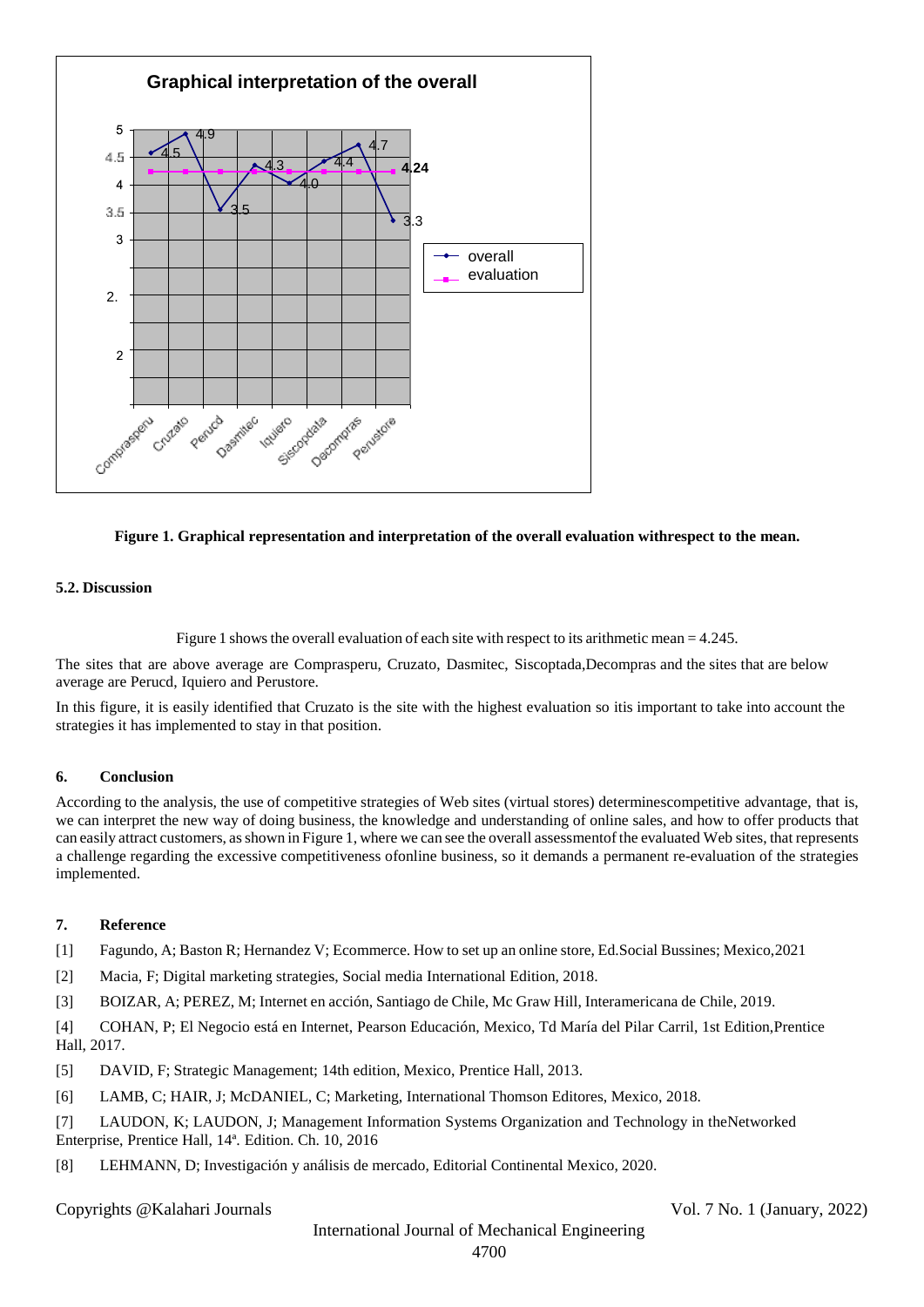Figure 1. Graphical representation and interpretation of the overall evaluation withrespect to the mean.

### 5.2. Discussion

Figure 1 shows the overall evaluation of each site with respect to its arithmetic mean = 4.245.

The sites that are above average are Comprasperu, Cruzato, Dasmitec, Siscoptada,Decompras and the sites that are below average are Perucd, Iquiero and Perustore.

In this figure, it is easily identified that Cruzato is the site with the highest evaluation so itis important to take into account the strategies it has implemented to stay in that position.

## 6. Conclusion

According to the analysis, the use of competitive strategies of Web sites (virtual stores) determinescompetitive advantage, that is, we can interpret the new way of doing business, the knowledge and understanding of online sales, and how to offer products that can easily attract customers, as shown in Figure 1, where we can see the overall assessmentof the evaluated Web sites, that represents a challenge regarding the excessive competitiveness ofonline business, so it demands a permanent re-evaluation of the strategies implemented.

## 7. Reference

[1] Fagundo, A; Baston R; Hernandez V; Ecommerce. How to set up an online store, Ed.Social Bussines; Mexico,2021

[2] Macia, F; Digital marketing strategies, Social media International Edition, 2018.

[3] BOIZAR, A; PEREZ, M; Internet en acción, Santiago de Chile, Mc Graw Hill, Interamericana de Chile, 2019.

[4] COHAN, P; El Negocio está en Internet, Pearson Educación, Mexico, Td María del Pilar Carril, 1st Edition,Prentice Hall, 2017.

[5] DAVID, F; Strategic Management; 14th edition, Mexico, Prentice Hall, 2013.

[6] LAMB, C; HAIR, J; McDANIEL, C; Marketing, International Thomson Editores, Mexico, 2018.

[7] LAUDON, K; LAUDON, J; Management Information Systems Organization and Technology in theNetworked Enterprise, Prentice Hall, 14ª. Edition. Ch. 10, 2016

[8] LEHMANN, D; Investigación y análisis de mercado, Editorial Continental Mexico, 2020.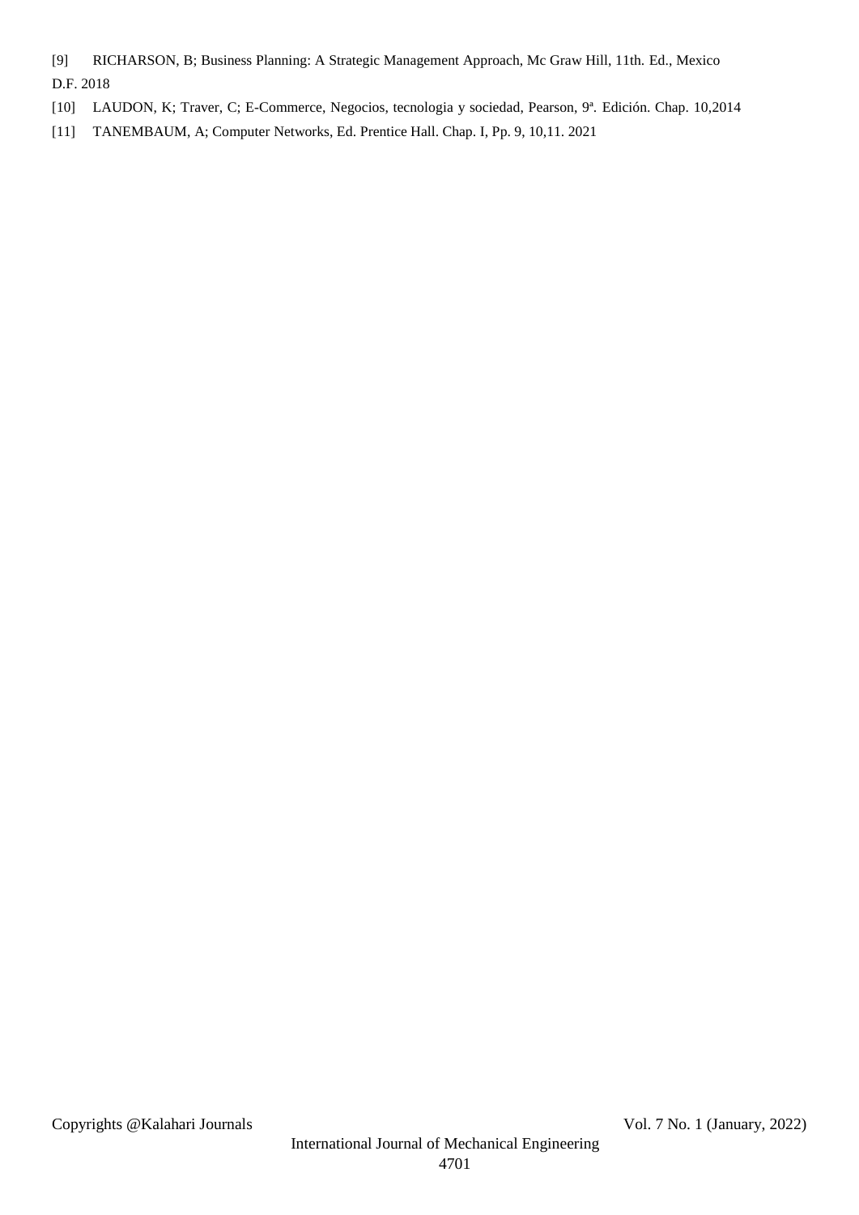[9] RICHARSON, B; Business Planning: A Strategic Management Approach, Mc Graw Hill, 11th. Ed., Mexico D.F. 2018

[10] LAUDON, K; Traver, C; E-Commerce, Negocios, tecnologia y sociedad, Pearson, 9ª. Edición. Chap. 10,2014

[11] TANEMBAUM, A; Computer Networks, Ed. Prentice Hall. Chap. I, Pp. 9, 10,11. 2021